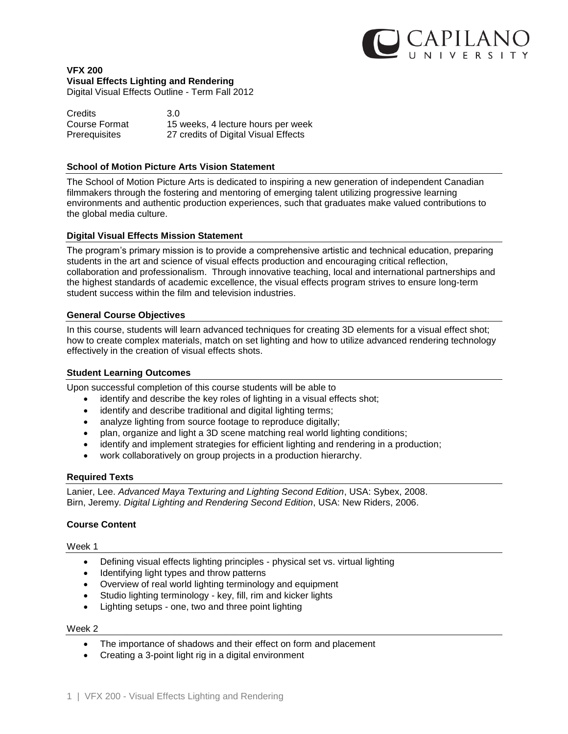**VFX 200**
**Visual Effects Lighting and Rendering**
Digital Visual Effects Outline - Term Fall 2012

| | |
|---|---|
| Credits | 3.0 |
| Course Format | 15 weeks, 4 lecture hours per week |
| Prerequisites | 27 credits of Digital Visual Effects |

## School of Motion Picture Arts Vision Statement

The School of Motion Picture Arts is dedicated to inspiring a new generation of independent Canadian filmmakers through the fostering and mentoring of emerging talent utilizing progressive learning environments and authentic production experiences, such that graduates make valued contributions to the global media culture.

## Digital Visual Effects Mission Statement

The program's primary mission is to provide a comprehensive artistic and technical education, preparing students in the art and science of visual effects production and encouraging critical reflection, collaboration and professionalism. Through innovative teaching, local and international partnerships and the highest standards of academic excellence, the visual effects program strives to ensure long-term student success within the film and television industries.

## General Course Objectives

In this course, students will learn advanced techniques for creating 3D elements for a visual effect shot; how to create complex materials, match on set lighting and how to utilize advanced rendering technology effectively in the creation of visual effects shots.

## Student Learning Outcomes

Upon successful completion of this course students will be able to

- identify and describe the key roles of lighting in a visual effects shot;
- identify and describe traditional and digital lighting terms;
- analyze lighting from source footage to reproduce digitally;
- plan, organize and light a 3D scene matching real world lighting conditions;
- identify and implement strategies for efficient lighting and rendering in a production;
- work collaboratively on group projects in a production hierarchy.

## Required Texts

Lanier, Lee. *Advanced Maya Texturing and Lighting Second Edition*, USA: Sybex, 2008.
Birn, Jeremy. *Digital Lighting and Rendering Second Edition*, USA: New Riders, 2006.

## Course Content

### Week 1

- Defining visual effects lighting principles - physical set vs. virtual lighting
- Identifying light types and throw patterns
- Overview of real world lighting terminology and equipment
- Studio lighting terminology - key, fill, rim and kicker lights
- Lighting setups - one, two and three point lighting

### Week 2

- The importance of shadows and their effect on form and placement
- Creating a 3-point light rig in a digital environment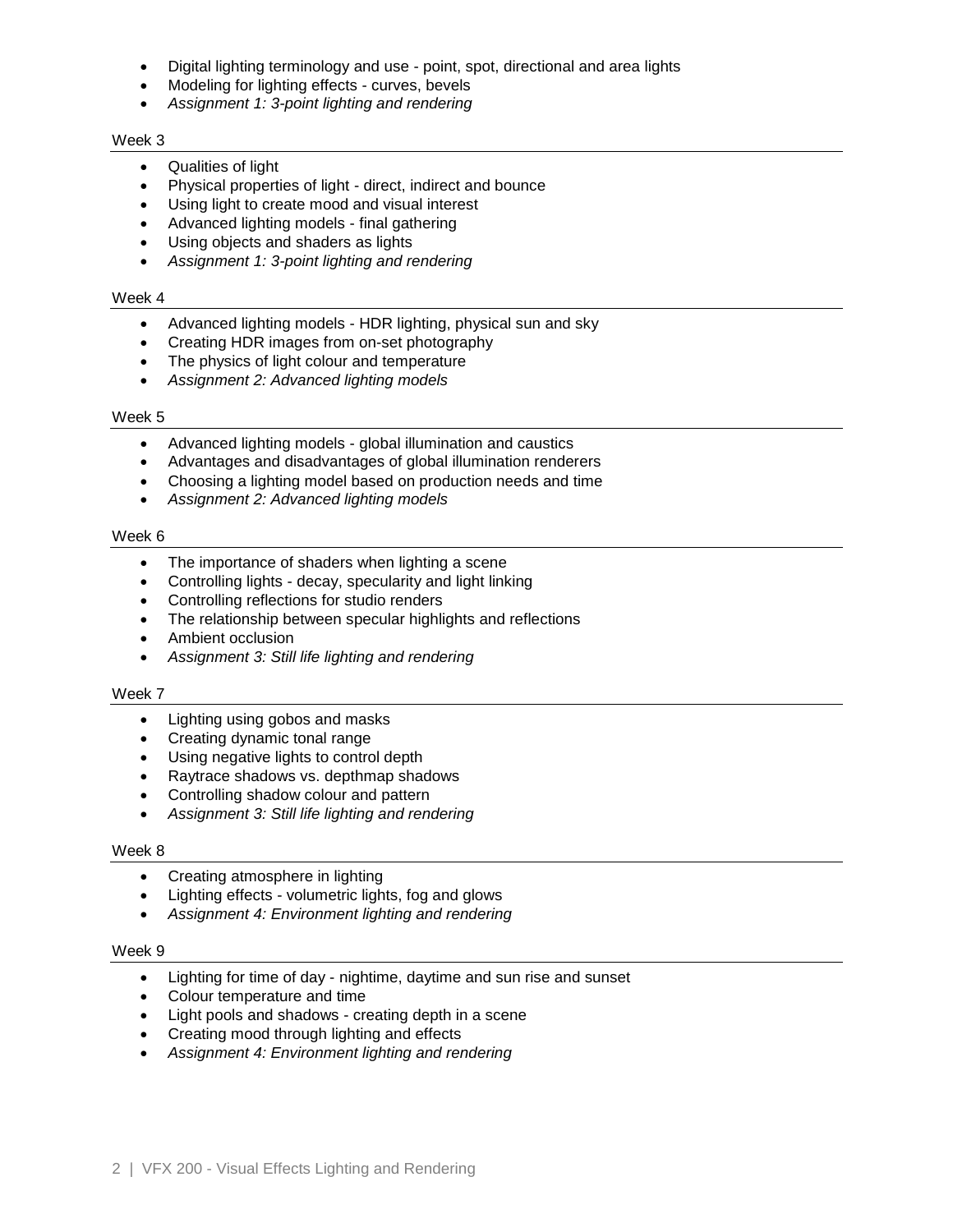- Digital lighting terminology and use - point, spot, directional and area lights
- Modeling for lighting effects - curves, bevels
- *Assignment 1: 3-point lighting and rendering*

### Week 3

- Qualities of light
- Physical properties of light - direct, indirect and bounce
- Using light to create mood and visual interest
- Advanced lighting models - final gathering
- Using objects and shaders as lights
- *Assignment 1: 3-point lighting and rendering*

### Week 4

- Advanced lighting models - HDR lighting, physical sun and sky
- Creating HDR images from on-set photography
- The physics of light colour and temperature
- *Assignment 2: Advanced lighting models*

### Week 5

- Advanced lighting models - global illumination and caustics
- Advantages and disadvantages of global illumination renderers
- Choosing a lighting model based on production needs and time
- *Assignment 2: Advanced lighting models*

### Week 6

- The importance of shaders when lighting a scene
- Controlling lights - decay, specularity and light linking
- Controlling reflections for studio renders
- The relationship between specular highlights and reflections
- Ambient occlusion
- *Assignment 3: Still life lighting and rendering*

### Week 7

- Lighting using gobos and masks
- Creating dynamic tonal range
- Using negative lights to control depth
- Raytrace shadows vs. depthmap shadows
- Controlling shadow colour and pattern
- *Assignment 3: Still life lighting and rendering*

### Week 8

- Creating atmosphere in lighting
- Lighting effects - volumetric lights, fog and glows
- *Assignment 4: Environment lighting and rendering*

### Week 9

- Lighting for time of day - nightime, daytime and sun rise and sunset
- Colour temperature and time
- Light pools and shadows - creating depth in a scene
- Creating mood through lighting and effects
- *Assignment 4: Environment lighting and rendering*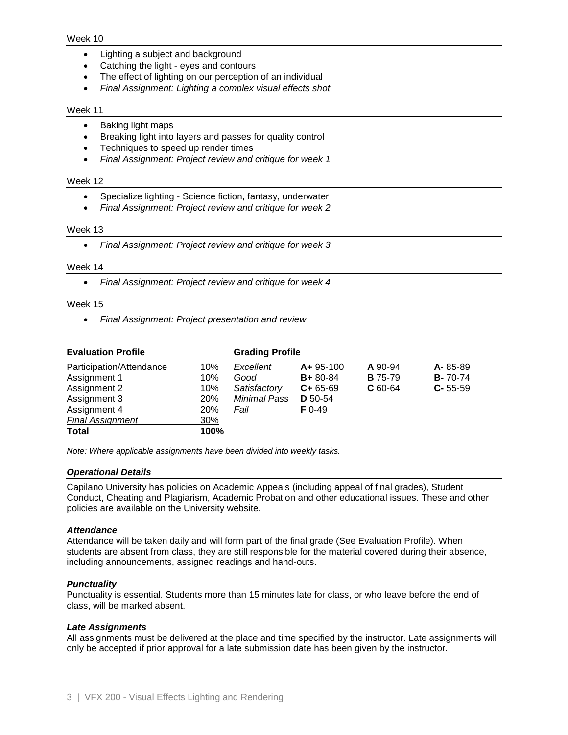Week 10

- Lighting a subject and background
- Catching the light - eyes and contours
- The effect of lighting on our perception of an individual
- *Final Assignment: Lighting a complex visual effects shot*

Week 11

- Baking light maps
- Breaking light into layers and passes for quality control
- Techniques to speed up render times
- *Final Assignment: Project review and critique for week 1*

Week 12

- Specialize lighting - Science fiction, fantasy, underwater
- *Final Assignment: Project review and critique for week 2*

Week 13

- *Final Assignment: Project review and critique for week 3*

Week 14

- *Final Assignment: Project review and critique for week 4*

Week 15

- *Final Assignment: Project presentation and review*

| **Evaluation Profile** | | **Grading Profile** | | | |
|---|---|---|---|---|---|
| Participation/Attendance | 10% | *Excellent* | **A+** 95-100 | **A** 90-94 | **A-** 85-89 |
| Assignment 1 | 10% | *Good* | **B+** 80-84 | **B** 75-79 | **B-** 70-74 |
| Assignment 2 | 10% | *Satisfactory* | **C+** 65-69 | **C** 60-64 | **C-** 55-59 |
| Assignment 3 | 20% | *Minimal Pass* | **D** 50-54 | | |
| Assignment 4 | 20% | *Fail* | **F** 0-49 | | |
| *Final Assignment* | 30% | | | | |
| **Total** | **100%** | | | | |

*Note: Where applicable assignments have been divided into weekly tasks.*

### *Operational Details*

Capilano University has policies on Academic Appeals (including appeal of final grades), Student Conduct, Cheating and Plagiarism, Academic Probation and other educational issues. These and other policies are available on the University website.

#### *Attendance*

Attendance will be taken daily and will form part of the final grade (See Evaluation Profile). When students are absent from class, they are still responsible for the material covered during their absence, including announcements, assigned readings and hand-outs.

#### *Punctuality*

Punctuality is essential. Students more than 15 minutes late for class, or who leave before the end of class, will be marked absent.

#### *Late Assignments*

All assignments must be delivered at the place and time specified by the instructor. Late assignments will only be accepted if prior approval for a late submission date has been given by the instructor.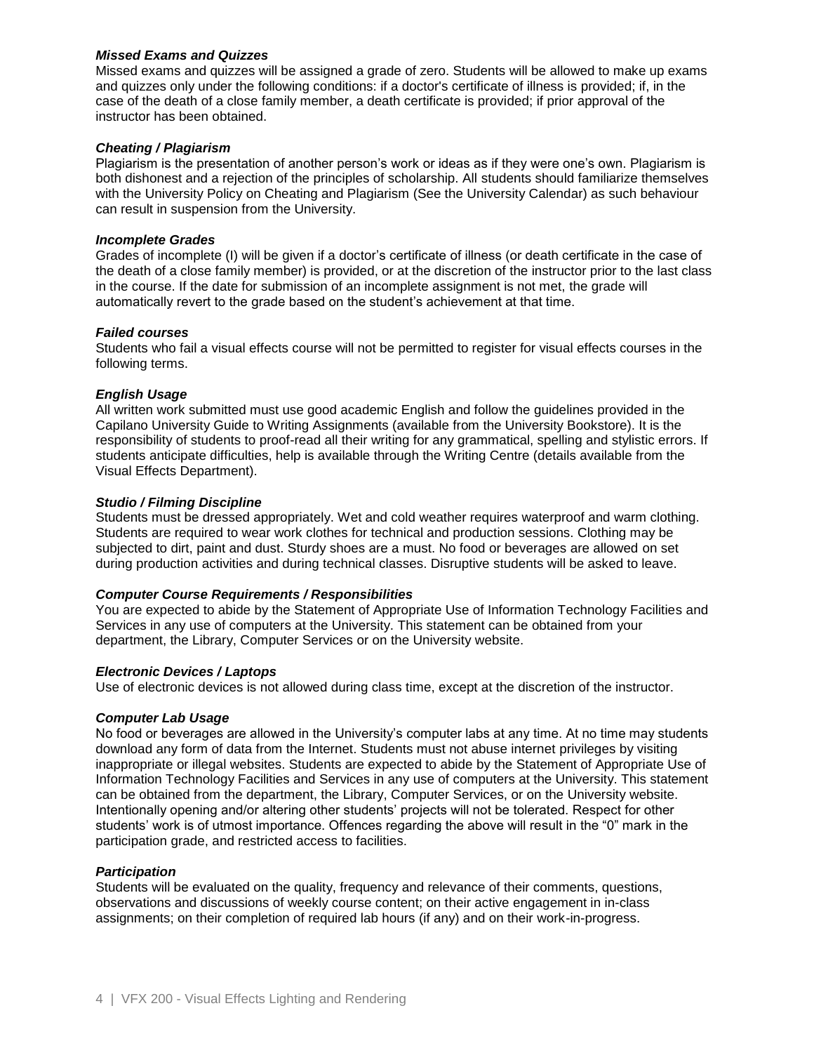### *Missed Exams and Quizzes*

Missed exams and quizzes will be assigned a grade of zero. Students will be allowed to make up exams and quizzes only under the following conditions: if a doctor's certificate of illness is provided; if, in the case of the death of a close family member, a death certificate is provided; if prior approval of the instructor has been obtained.

### *Cheating / Plagiarism*

Plagiarism is the presentation of another person's work or ideas as if they were one's own. Plagiarism is both dishonest and a rejection of the principles of scholarship. All students should familiarize themselves with the University Policy on Cheating and Plagiarism (See the University Calendar) as such behaviour can result in suspension from the University.

### *Incomplete Grades*

Grades of incomplete (I) will be given if a doctor's certificate of illness (or death certificate in the case of the death of a close family member) is provided, or at the discretion of the instructor prior to the last class in the course. If the date for submission of an incomplete assignment is not met, the grade will automatically revert to the grade based on the student's achievement at that time.

### *Failed courses*

Students who fail a visual effects course will not be permitted to register for visual effects courses in the following terms.

### *English Usage*

All written work submitted must use good academic English and follow the guidelines provided in the Capilano University Guide to Writing Assignments (available from the University Bookstore). It is the responsibility of students to proof-read all their writing for any grammatical, spelling and stylistic errors. If students anticipate difficulties, help is available through the Writing Centre (details available from the Visual Effects Department).

### *Studio / Filming Discipline*

Students must be dressed appropriately. Wet and cold weather requires waterproof and warm clothing. Students are required to wear work clothes for technical and production sessions. Clothing may be subjected to dirt, paint and dust. Sturdy shoes are a must. No food or beverages are allowed on set during production activities and during technical classes. Disruptive students will be asked to leave.

### *Computer Course Requirements / Responsibilities*

You are expected to abide by the Statement of Appropriate Use of Information Technology Facilities and Services in any use of computers at the University. This statement can be obtained from your department, the Library, Computer Services or on the University website.

### *Electronic Devices / Laptops*

Use of electronic devices is not allowed during class time, except at the discretion of the instructor.

### *Computer Lab Usage*

No food or beverages are allowed in the University's computer labs at any time. At no time may students download any form of data from the Internet. Students must not abuse internet privileges by visiting inappropriate or illegal websites. Students are expected to abide by the Statement of Appropriate Use of Information Technology Facilities and Services in any use of computers at the University. This statement can be obtained from the department, the Library, Computer Services, or on the University website. Intentionally opening and/or altering other students' projects will not be tolerated. Respect for other students' work is of utmost importance. Offences regarding the above will result in the "0" mark in the participation grade, and restricted access to facilities.

### *Participation*

Students will be evaluated on the quality, frequency and relevance of their comments, questions, observations and discussions of weekly course content; on their active engagement in in-class assignments; on their completion of required lab hours (if any) and on their work-in-progress.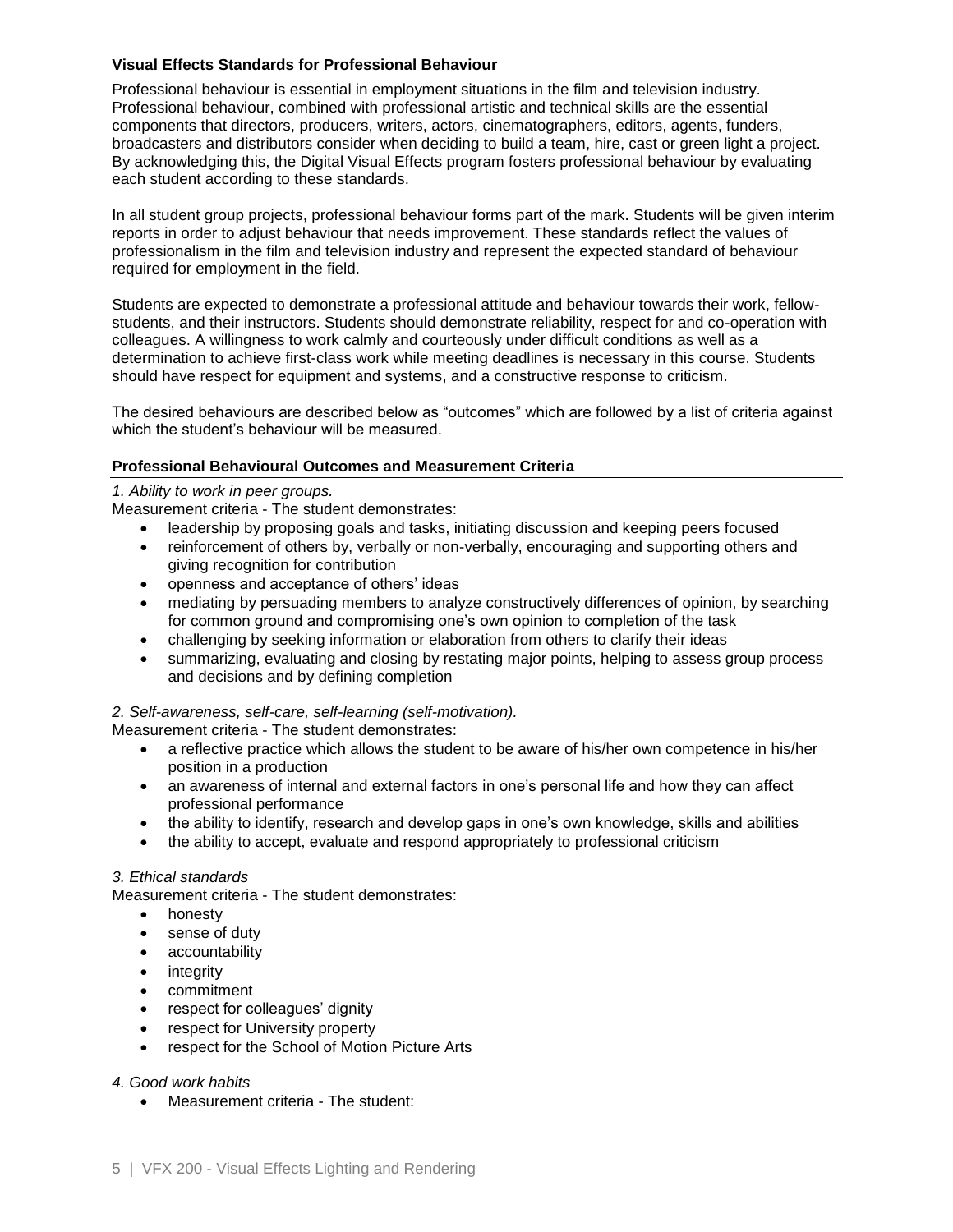### **Visual Effects Standards for Professional Behaviour**

Professional behaviour is essential in employment situations in the film and television industry. Professional behaviour, combined with professional artistic and technical skills are the essential components that directors, producers, writers, actors, cinematographers, editors, agents, funders, broadcasters and distributors consider when deciding to build a team, hire, cast or green light a project. By acknowledging this, the Digital Visual Effects program fosters professional behaviour by evaluating each student according to these standards.

In all student group projects, professional behaviour forms part of the mark. Students will be given interim reports in order to adjust behaviour that needs improvement. These standards reflect the values of professionalism in the film and television industry and represent the expected standard of behaviour required for employment in the field.

Students are expected to demonstrate a professional attitude and behaviour towards their work, fellow-students, and their instructors. Students should demonstrate reliability, respect for and co-operation with colleagues. A willingness to work calmly and courteously under difficult conditions as well as a determination to achieve first-class work while meeting deadlines is necessary in this course. Students should have respect for equipment and systems, and a constructive response to criticism.

The desired behaviours are described below as "outcomes" which are followed by a list of criteria against which the student's behaviour will be measured.

### **Professional Behavioural Outcomes and Measurement Criteria**

*1. Ability to work in peer groups.*

Measurement criteria - The student demonstrates:

- leadership by proposing goals and tasks, initiating discussion and keeping peers focused
- reinforcement of others by, verbally or non-verbally, encouraging and supporting others and giving recognition for contribution
- openness and acceptance of others' ideas
- mediating by persuading members to analyze constructively differences of opinion, by searching for common ground and compromising one's own opinion to completion of the task
- challenging by seeking information or elaboration from others to clarify their ideas
- summarizing, evaluating and closing by restating major points, helping to assess group process and decisions and by defining completion

*2. Self-awareness, self-care, self-learning (self-motivation).*

Measurement criteria - The student demonstrates:

- a reflective practice which allows the student to be aware of his/her own competence in his/her position in a production
- an awareness of internal and external factors in one's personal life and how they can affect professional performance
- the ability to identify, research and develop gaps in one's own knowledge, skills and abilities
- the ability to accept, evaluate and respond appropriately to professional criticism

*3. Ethical standards*

Measurement criteria - The student demonstrates:

- honesty
- sense of duty
- accountability
- integrity
- commitment
- respect for colleagues' dignity
- respect for University property
- respect for the School of Motion Picture Arts

*4. Good work habits*

- Measurement criteria - The student: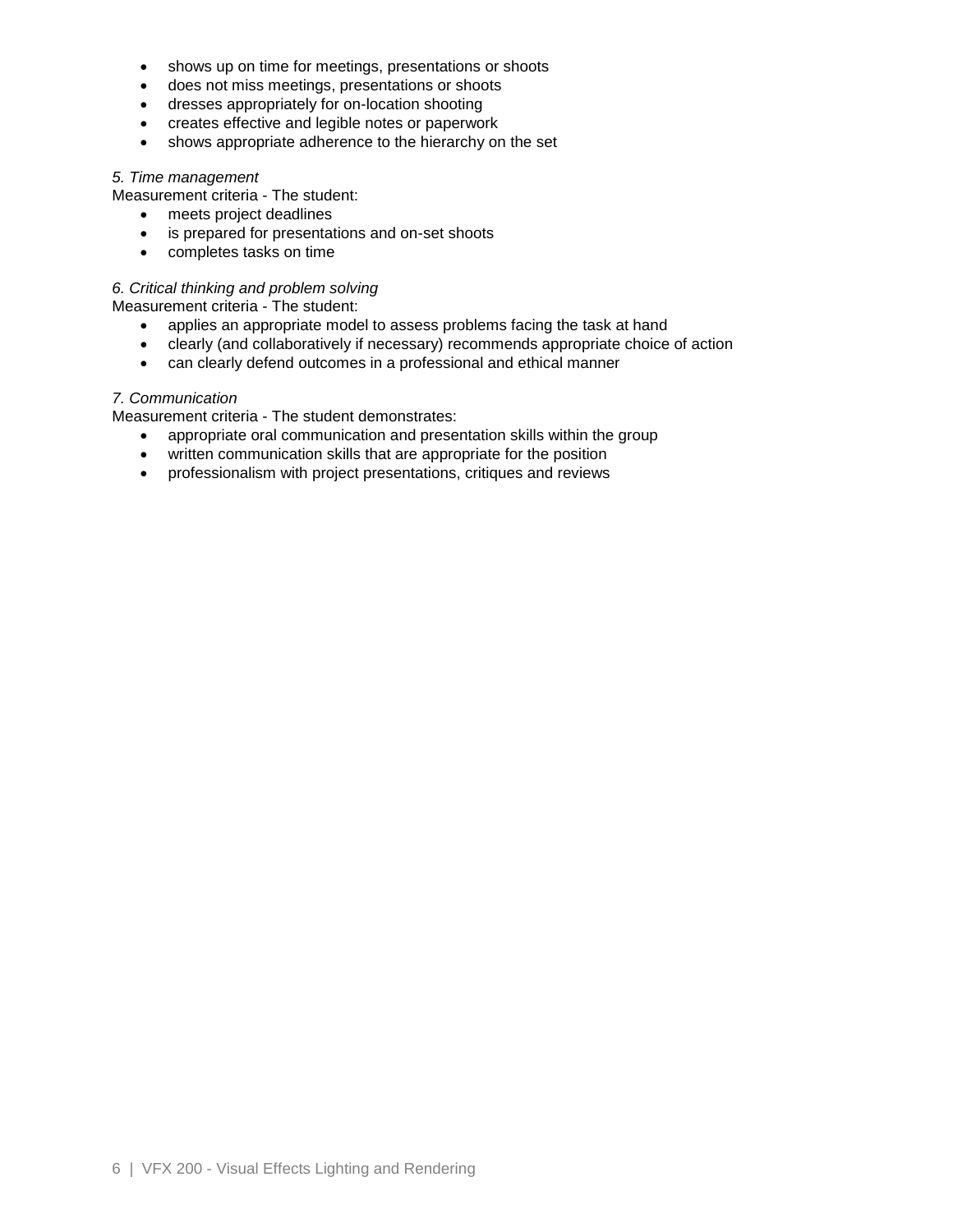- shows up on time for meetings, presentations or shoots
- does not miss meetings, presentations or shoots
- dresses appropriately for on-location shooting
- creates effective and legible notes or paperwork
- shows appropriate adherence to the hierarchy on the set

*5. Time management*
Measurement criteria - The student:

- meets project deadlines
- is prepared for presentations and on-set shoots
- completes tasks on time

*6. Critical thinking and problem solving*
Measurement criteria - The student:

- applies an appropriate model to assess problems facing the task at hand
- clearly (and collaboratively if necessary) recommends appropriate choice of action
- can clearly defend outcomes in a professional and ethical manner

*7. Communication*
Measurement criteria - The student demonstrates:

- appropriate oral communication and presentation skills within the group
- written communication skills that are appropriate for the position
- professionalism with project presentations, critiques and reviews